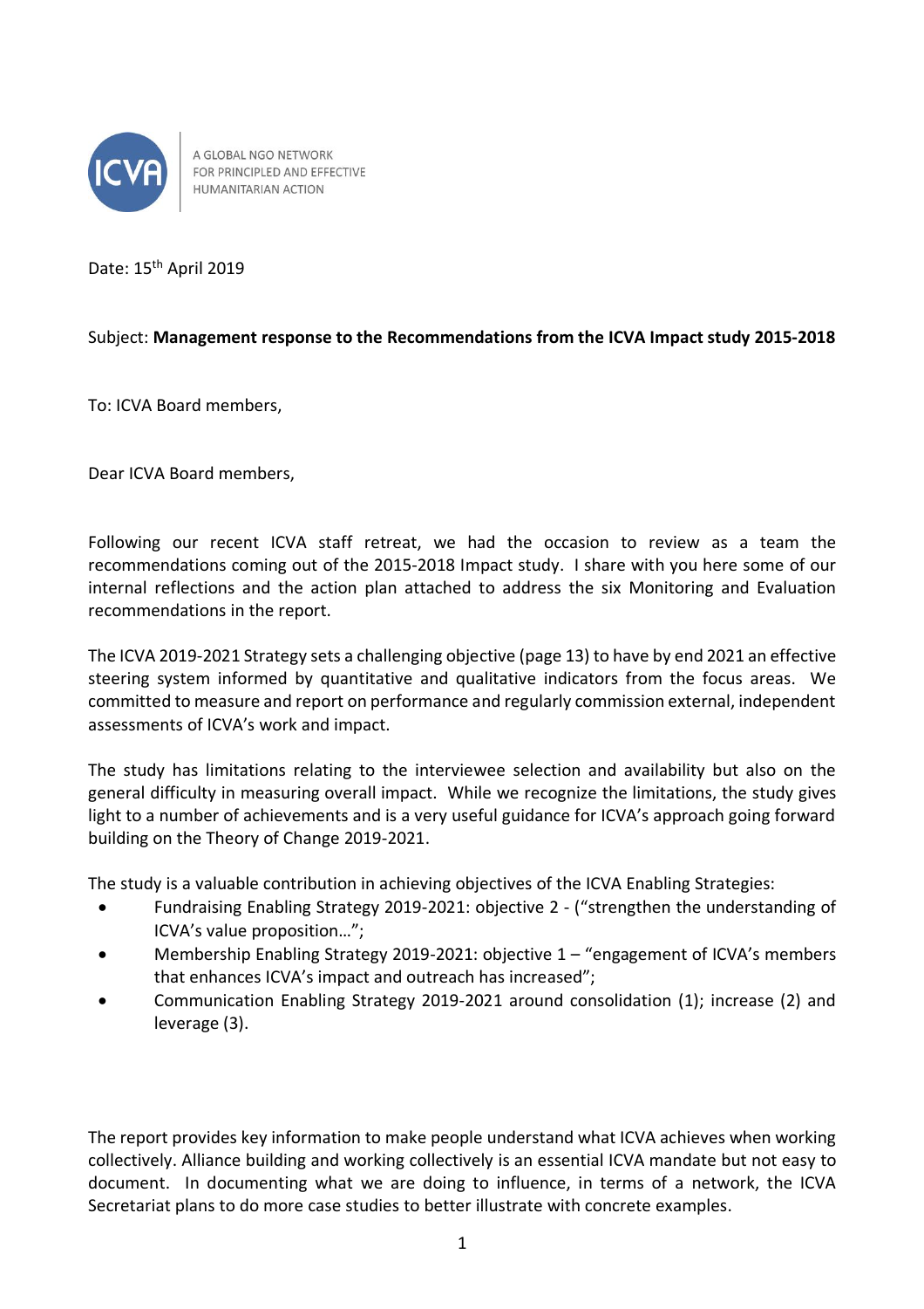A GLOBAL NGO NETWORK FOR PRINCIPLED AND EFFECTIVE HUMANITARIAN ACTION

Date: 15th April 2019

Subject: **Management response to the Recommendations from the ICVA Impact study 2015-2018**

To: ICVA Board members,

Dear ICVA Board members,

Following our recent ICVA staff retreat, we had the occasion to review as a team the recommendations coming out of the 2015-2018 Impact study. I share with you here some of our internal reflections and the action plan attached to address the six Monitoring and Evaluation recommendations in the report.

The ICVA 2019-2021 Strategy sets a challenging objective (page 13) to have by end 2021 an effective steering system informed by quantitative and qualitative indicators from the focus areas. We committed to measure and report on performance and regularly commission external, independent assessments of ICVA's work and impact.

The study has limitations relating to the interviewee selection and availability but also on the general difficulty in measuring overall impact. While we recognize the limitations, the study gives light to a number of achievements and is a very useful guidance for ICVA's approach going forward building on the Theory of Change 2019-2021.

The study is a valuable contribution in achieving objectives of the ICVA Enabling Strategies:

- Fundraising Enabling Strategy 2019-2021: objective 2 - ("strengthen the understanding of ICVA's value proposition…";
- Membership Enabling Strategy 2019-2021: objective 1 – "engagement of ICVA's members that enhances ICVA's impact and outreach has increased";
- Communication Enabling Strategy 2019-2021 around consolidation (1); increase (2) and leverage (3).

The report provides key information to make people understand what ICVA achieves when working collectively. Alliance building and working collectively is an essential ICVA mandate but not easy to document. In documenting what we are doing to influence, in terms of a network, the ICVA Secretariat plans to do more case studies to better illustrate with concrete examples.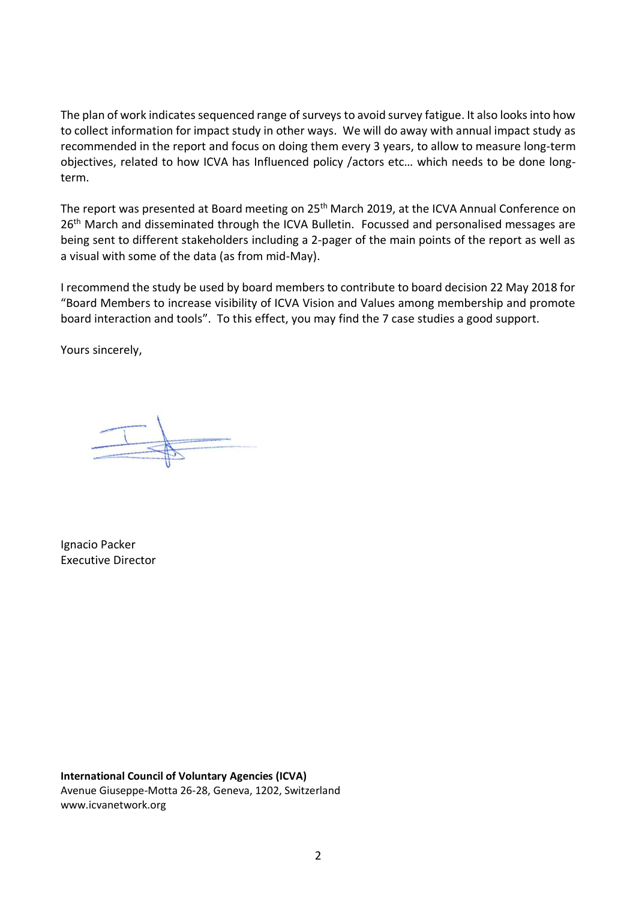The plan of work indicates sequenced range of surveys to avoid survey fatigue. It also looks into how to collect information for impact study in other ways. We will do away with annual impact study as recommended in the report and focus on doing them every 3 years, to allow to measure long-term objectives, related to how ICVA has Influenced policy /actors etc… which needs to be done long-term.

The report was presented at Board meeting on 25th March 2019, at the ICVA Annual Conference on 26th March and disseminated through the ICVA Bulletin. Focussed and personalised messages are being sent to different stakeholders including a 2-pager of the main points of the report as well as a visual with some of the data (as from mid-May).

I recommend the study be used by board members to contribute to board decision 22 May 2018 for "Board Members to increase visibility of ICVA Vision and Values among membership and promote board interaction and tools". To this effect, you may find the 7 case studies a good support.

Yours sincerely,

Ignacio Packer
Executive Director

**International Council of Voluntary Agencies (ICVA)**
Avenue Giuseppe-Motta 26-28, Geneva, 1202, Switzerland
www.icvanetwork.org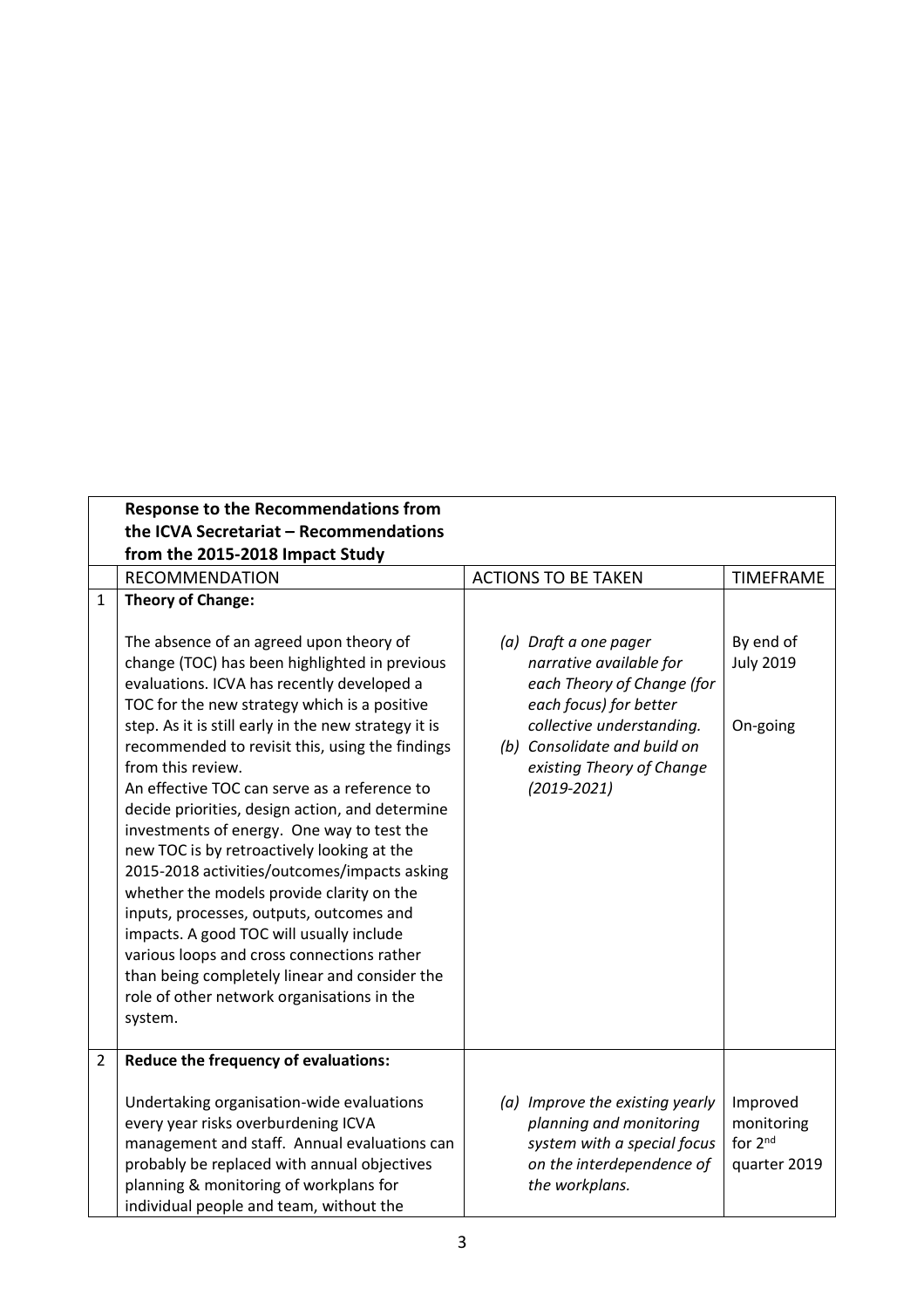| | Response to the Recommendations from the ICVA Secretariat – Recommendations from the 2015-2018 Impact Study | | |
|---|---|---|---|
| | RECOMMENDATION | ACTIONS TO BE TAKEN | TIMEFRAME |
| 1 | **Theory of Change:**<br><br>The absence of an agreed upon theory of change (TOC) has been highlighted in previous evaluations. ICVA has recently developed a TOC for the new strategy which is a positive step. As it is still early in the new strategy it is recommended to revisit this, using the findings from this review.<br>An effective TOC can serve as a reference to decide priorities, design action, and determine investments of energy. One way to test the new TOC is by retroactively looking at the 2015-2018 activities/outcomes/impacts asking whether the models provide clarity on the inputs, processes, outputs, outcomes and impacts. A good TOC will usually include various loops and cross connections rather than being completely linear and consider the role of other network organisations in the system. | *(a) Draft a one pager narrative available for each Theory of Change (for each focus) for better collective understanding.*<br>*(b) Consolidate and build on existing Theory of Change (2019-2021)* | By end of July 2019<br><br>On-going |
| 2 | **Reduce the frequency of evaluations:**<br><br>Undertaking organisation-wide evaluations every year risks overburdening ICVA management and staff. Annual evaluations can probably be replaced with annual objectives planning & monitoring of workplans for individual people and team, without the | *(a) Improve the existing yearly planning and monitoring system with a special focus on the interdependence of the workplans.* | Improved monitoring for 2nd quarter 2019 |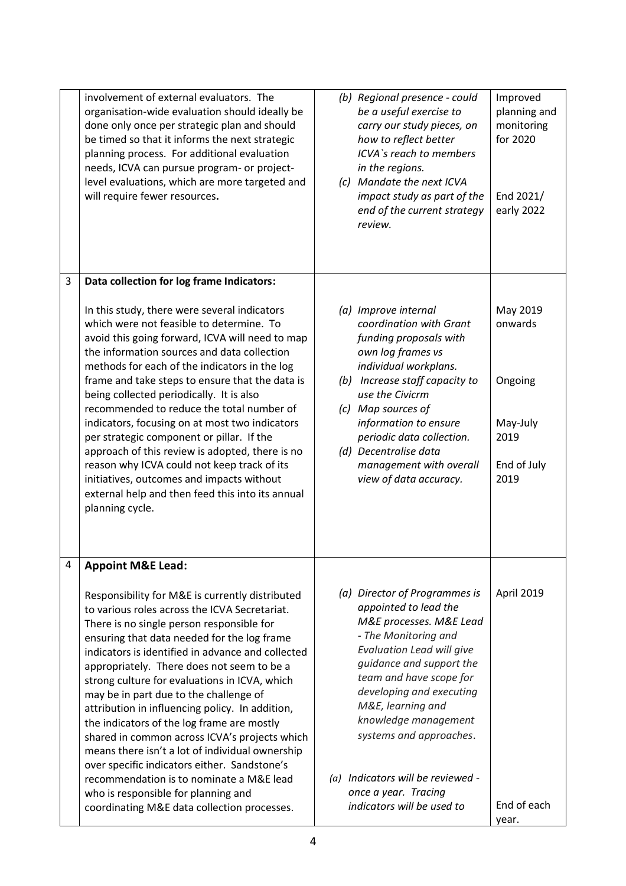|   |   |   |   |
|---|---|---|---|
|   | involvement of external evaluators. The organisation-wide evaluation should ideally be done only once per strategic plan and should be timed so that it informs the next strategic planning process. For additional evaluation needs, ICVA can pursue program- or project-level evaluations, which are more targeted and will require fewer resources**.** | *(b) Regional presence - could be a useful exercise to carry our study pieces, on how to reflect better ICVA`s reach to members in the regions.*<br>*(c) Mandate the next ICVA impact study as part of the end of the current strategy review.* | Improved planning and monitoring for 2020<br><br>End 2021/ early 2022 |
| 3 | **Data collection for log frame Indicators:**<br><br>In this study, there were several indicators which were not feasible to determine. To avoid this going forward, ICVA will need to map the information sources and data collection methods for each of the indicators in the log frame and take steps to ensure that the data is being collected periodically. It is also recommended to reduce the total number of indicators, focusing on at most two indicators per strategic component or pillar. If the approach of this review is adopted, there is no reason why ICVA could not keep track of its initiatives, outcomes and impacts without external help and then feed this into its annual planning cycle. | *(a) Improve internal coordination with Grant funding proposals with own log frames vs individual workplans.*<br>*(b) Increase staff capacity to use the Civicrm*<br>*(c) Map sources of information to ensure periodic data collection.*<br>*(d) Decentralise data management with overall view of data accuracy.* | May 2019 onwards<br><br>Ongoing<br><br>May-July 2019<br><br>End of July 2019 |
| 4 | **Appoint M&E Lead:**<br><br>Responsibility for M&E is currently distributed to various roles across the ICVA Secretariat. There is no single person responsible for ensuring that data needed for the log frame indicators is identified in advance and collected appropriately. There does not seem to be a strong culture for evaluations in ICVA, which may be in part due to the challenge of attribution in influencing policy. In addition, the indicators of the log frame are mostly shared in common across ICVA's projects which means there isn't a lot of individual ownership over specific indicators either. Sandstone's recommendation is to nominate a M&E lead who is responsible for planning and coordinating M&E data collection processes. | *(a) Director of Programmes is appointed to lead the M&E processes. M&E Lead - The Monitoring and Evaluation Lead will give guidance and support the team and have scope for developing and executing M&E, learning and knowledge management systems and approaches*.<br><br>*(a) Indicators will be reviewed - once a year. Tracing indicators will be used to* | April 2019<br><br>End of each year. |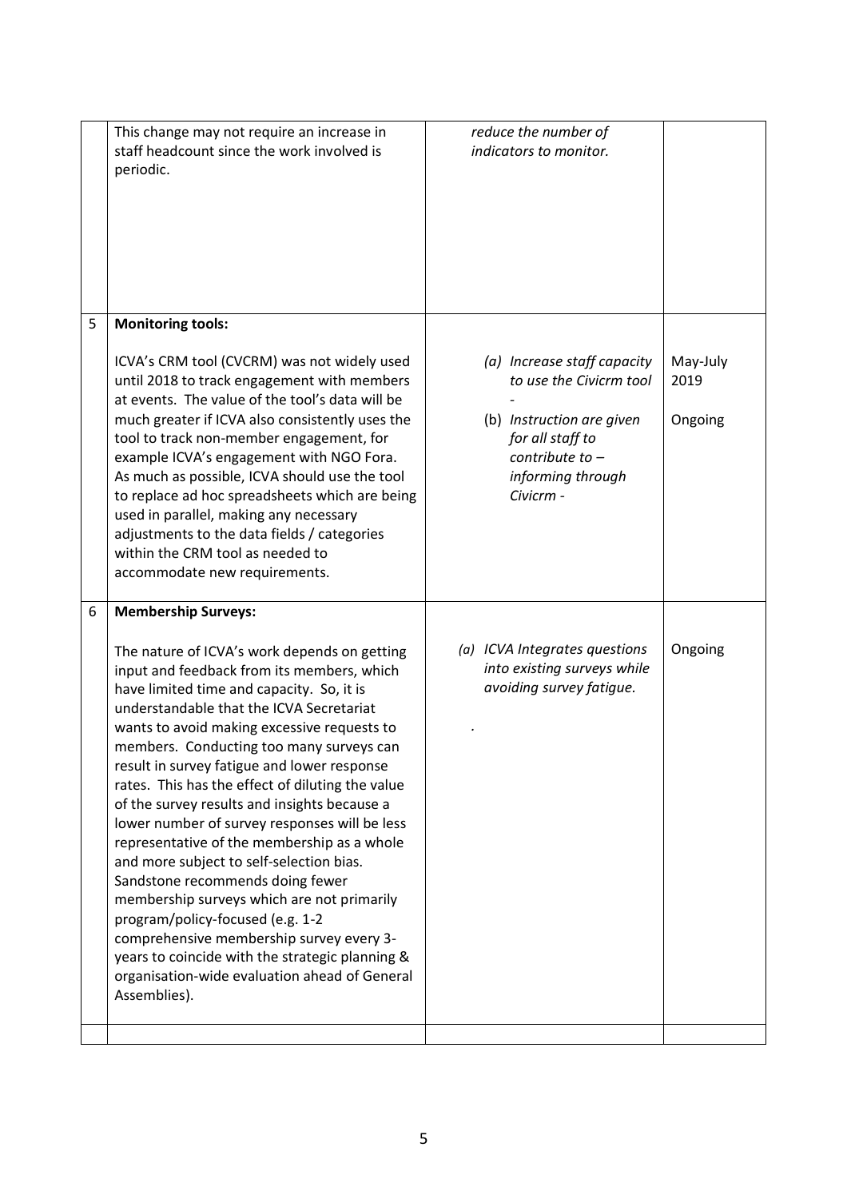| | | | |
|---|---|---|---|
| | This change may not require an increase in staff headcount since the work involved is periodic. | *reduce the number of indicators to monitor.* | |
| 5 | **Monitoring tools:**<br><br>ICVA's CRM tool (CVCRM) was not widely used until 2018 to track engagement with members at events. The value of the tool's data will be much greater if ICVA also consistently uses the tool to track non-member engagement, for example ICVA's engagement with NGO Fora. As much as possible, ICVA should use the tool to replace ad hoc spreadsheets which are being used in parallel, making any necessary adjustments to the data fields / categories within the CRM tool as needed to accommodate new requirements. | *(a) Increase staff capacity to use the Civicrm tool*<br>-<br>*(b) Instruction are given for all staff to contribute to – informing through Civicrm -* | May-July 2019<br><br>Ongoing |
| 6 | **Membership Surveys:**<br><br>The nature of ICVA's work depends on getting input and feedback from its members, which have limited time and capacity. So, it is understandable that the ICVA Secretariat wants to avoid making excessive requests to members. Conducting too many surveys can result in survey fatigue and lower response rates. This has the effect of diluting the value of the survey results and insights because a lower number of survey responses will be less representative of the membership as a whole and more subject to self-selection bias. Sandstone recommends doing fewer membership surveys which are not primarily program/policy-focused (e.g. 1-2 comprehensive membership survey every 3-years to coincide with the strategic planning & organisation-wide evaluation ahead of General Assemblies). | *(a) ICVA Integrates questions into existing surveys while avoiding survey fatigue.*<br><br>. | Ongoing |
| | | | |